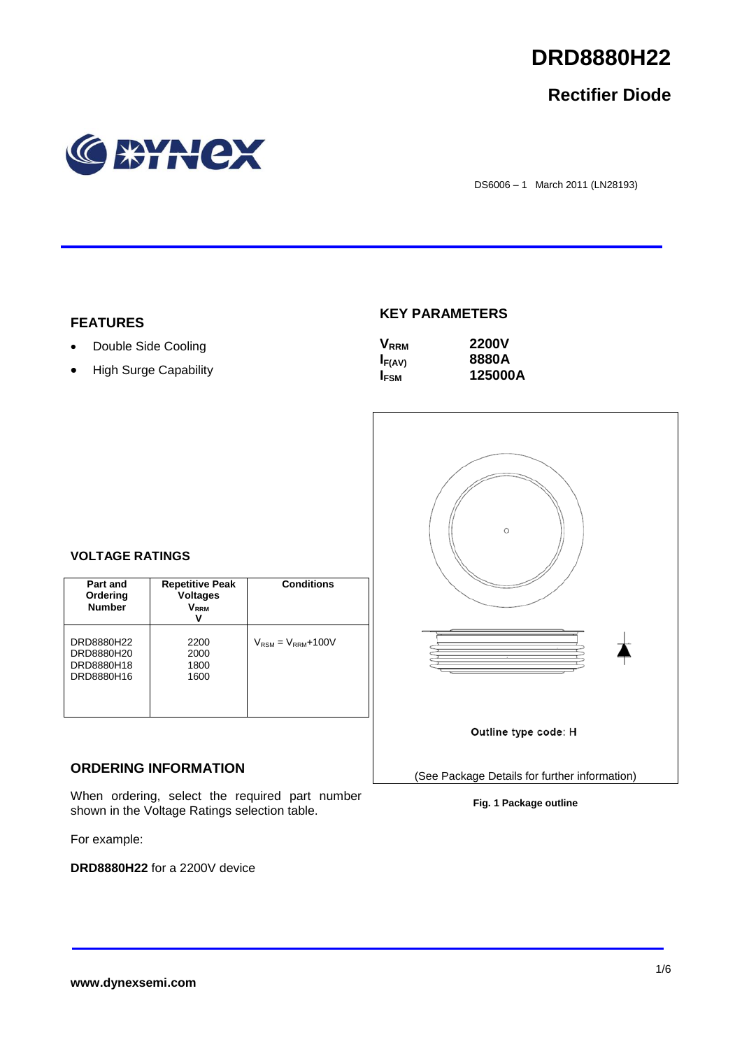# DRD8880H22

## Rectifier Diode

DS6006 – 1 March 2011 (LN28193)

### FEATURES

- Double Side Cooling
- High Surge Capability

### KEY PARAMETERS

| | |
|---|---|
| $V_{RRM}$ | **2200V** |
| $I_{F(AV)}$ | **8880A** |
| $I_{FSM}$ | **125000A** |

### VOLTAGE RATINGS

| Part and Ordering Number | Repetitive Peak Voltages $V_{RRM}$ V | Conditions |
|---|---|---|
| DRD8880H22<br>DRD8880H20<br>DRD8880H18<br>DRD8880H16 | 2200<br>2000<br>1800<br>1600 | $V_{RSM} = V_{RRM}$+100V |

Outline type code: H

(See Package Details for further information)

**Fig. 1 Package outline**

### ORDERING INFORMATION

When ordering, select the required part number shown in the Voltage Ratings selection table.

For example:

**DRD8880H22** for a 2200V device

**www.dynexsemi.com**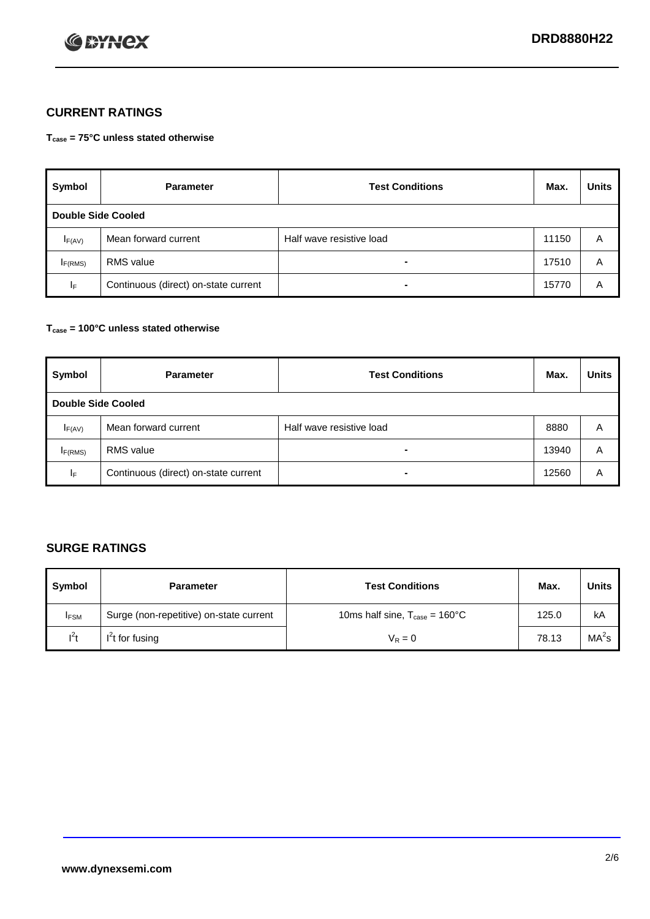## CURRENT RATINGS

**$T_{case}$ = 75°C unless stated otherwise**

| Symbol | Parameter | Test Conditions | Max. | Units |
|---|---|---|---|---|
| **Double Side Cooled** | | | | |
| $I_{F(AV)}$ | Mean forward current | Half wave resistive load | 11150 | A |
| $I_{F(RMS)}$ | RMS value | - | 17510 | A |
| $I_F$ | Continuous (direct) on-state current | - | 15770 | A |

**$T_{case}$ = 100°C unless stated otherwise**

| Symbol | Parameter | Test Conditions | Max. | Units |
|---|---|---|---|---|
| **Double Side Cooled** | | | | |
| $I_{F(AV)}$ | Mean forward current | Half wave resistive load | 8880 | A |
| $I_{F(RMS)}$ | RMS value | - | 13940 | A |
| $I_F$ | Continuous (direct) on-state current | - | 12560 | A |

## SURGE RATINGS

| Symbol | Parameter | Test Conditions | Max. | Units |
|---|---|---|---|---|
| $I_{FSM}$ | Surge (non-repetitive) on-state current | 10ms half sine, $T_{case}$ = 160°C | 125.0 | kA |
| $I^2t$ | $I^2t$ for fusing | $V_R = 0$ | 78.13 | $MA^2s$ |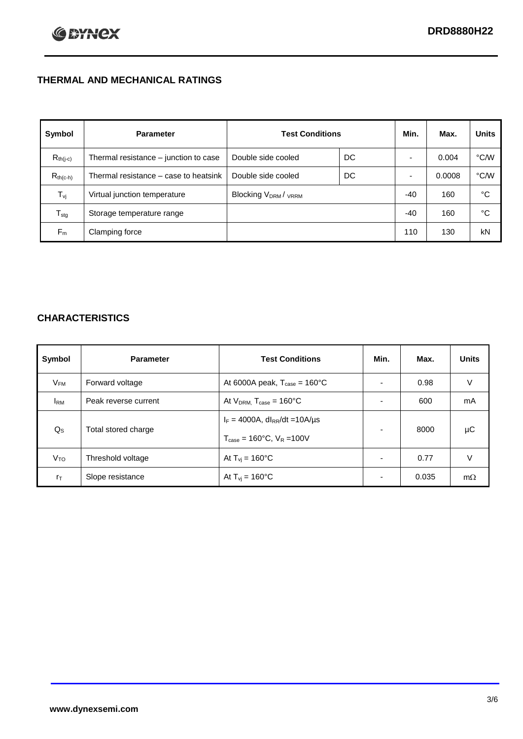## THERMAL AND MECHANICAL RATINGS

| Symbol | Parameter | Test Conditions | | Min. | Max. | Units |
|---|---|---|---|---|---|---|
| $R_{th(j-c)}$ | Thermal resistance – junction to case | Double side cooled | DC | - | 0.004 | °C/W |
| $R_{th(c-h)}$ | Thermal resistance – case to heatsink | Double side cooled | DC | - | 0.0008 | °C/W |
| $T_{vj}$ | Virtual junction temperature | Blocking $V_{DRM}$ / $V_{RRM}$ | | -40 | 160 | °C |
| $T_{stg}$ | Storage temperature range | | | -40 | 160 | °C |
| $F_m$ | Clamping force | | | 110 | 130 | kN |

## CHARACTERISTICS

| Symbol | Parameter | Test Conditions | Min. | Max. | Units |
|---|---|---|---|---|---|
| $V_{FM}$ | Forward voltage | At 6000A peak, $T_{case}$ = 160°C | - | 0.98 | V |
| $I_{RM}$ | Peak reverse current | At $V_{DRM}$, $T_{case}$ = 160°C | - | 600 | mA |
| $Q_S$ | Total stored charge | $I_F$ = 4000A, $dI_{RR}/dt$ =10A/µs<br>$T_{case}$ = 160°C, $V_R$ =100V | - | 8000 | µC |
| $V_{TO}$ | Threshold voltage | At $T_{vj}$ = 160°C | - | 0.77 | V |
| $r_T$ | Slope resistance | At $T_{vj}$ = 160°C | - | 0.035 | mΩ |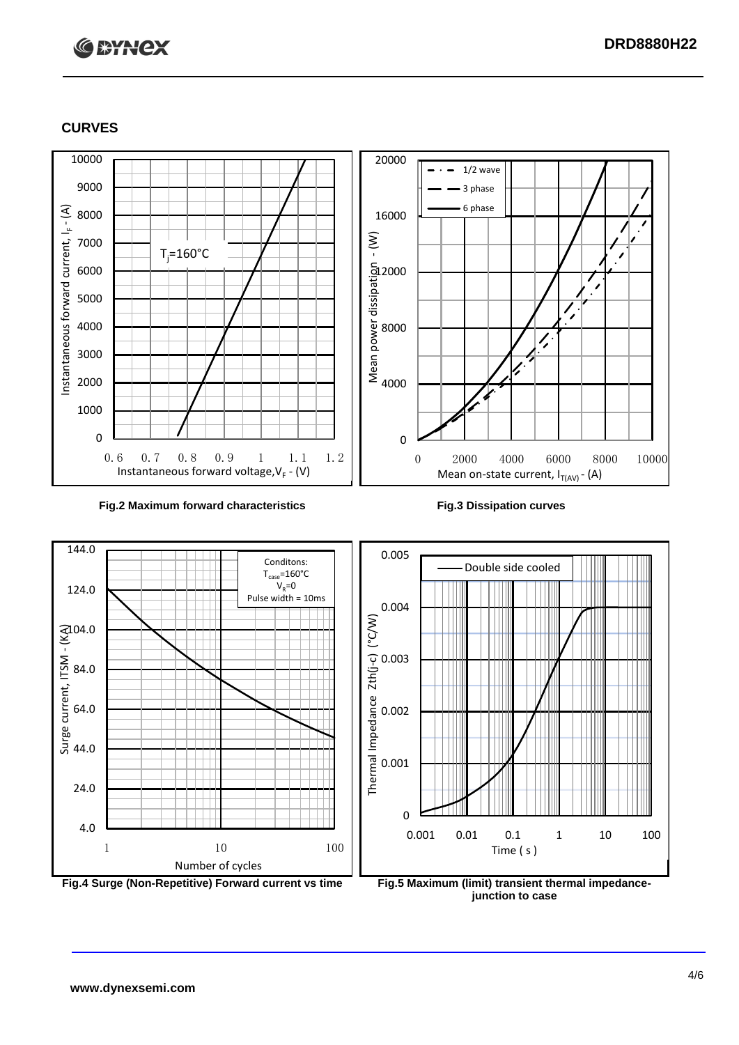## CURVES

Fig.2 Maximum forward characteristics

Fig.3 Dissipation curves

Fig.4 Surge (Non-Repetitive) Forward current vs time

Fig.5 Maximum (limit) transient thermal impedance-junction to case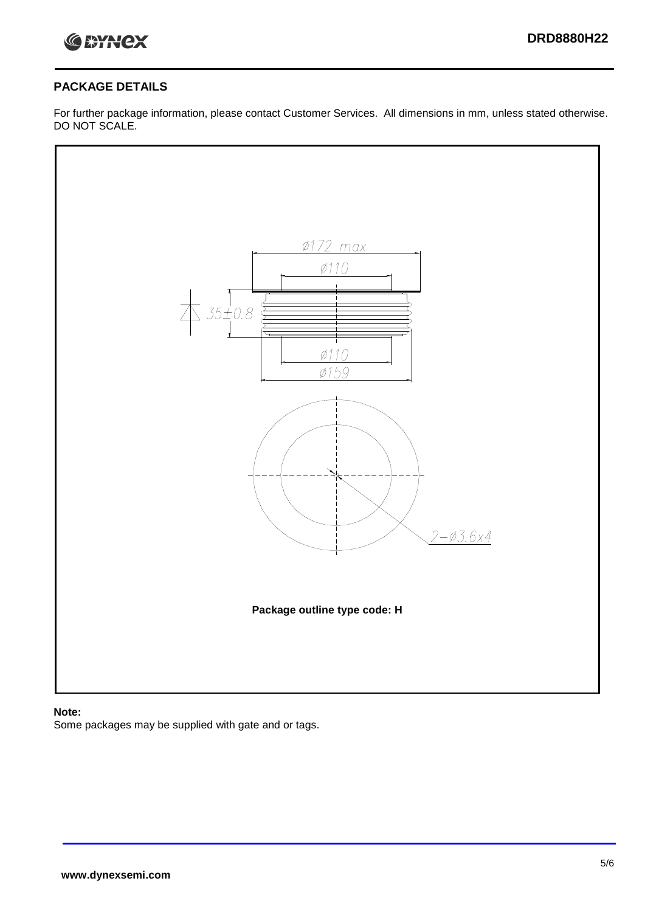## PACKAGE DETAILS

For further package information, please contact Customer Services. All dimensions in mm, unless stated otherwise. DO NOT SCALE.

Ø172 max

Ø110

35±0.8

Ø110

Ø159

2−Ø3.6x4

**Package outline type code: H**

**Note:**

Some packages may be supplied with gate and or tags.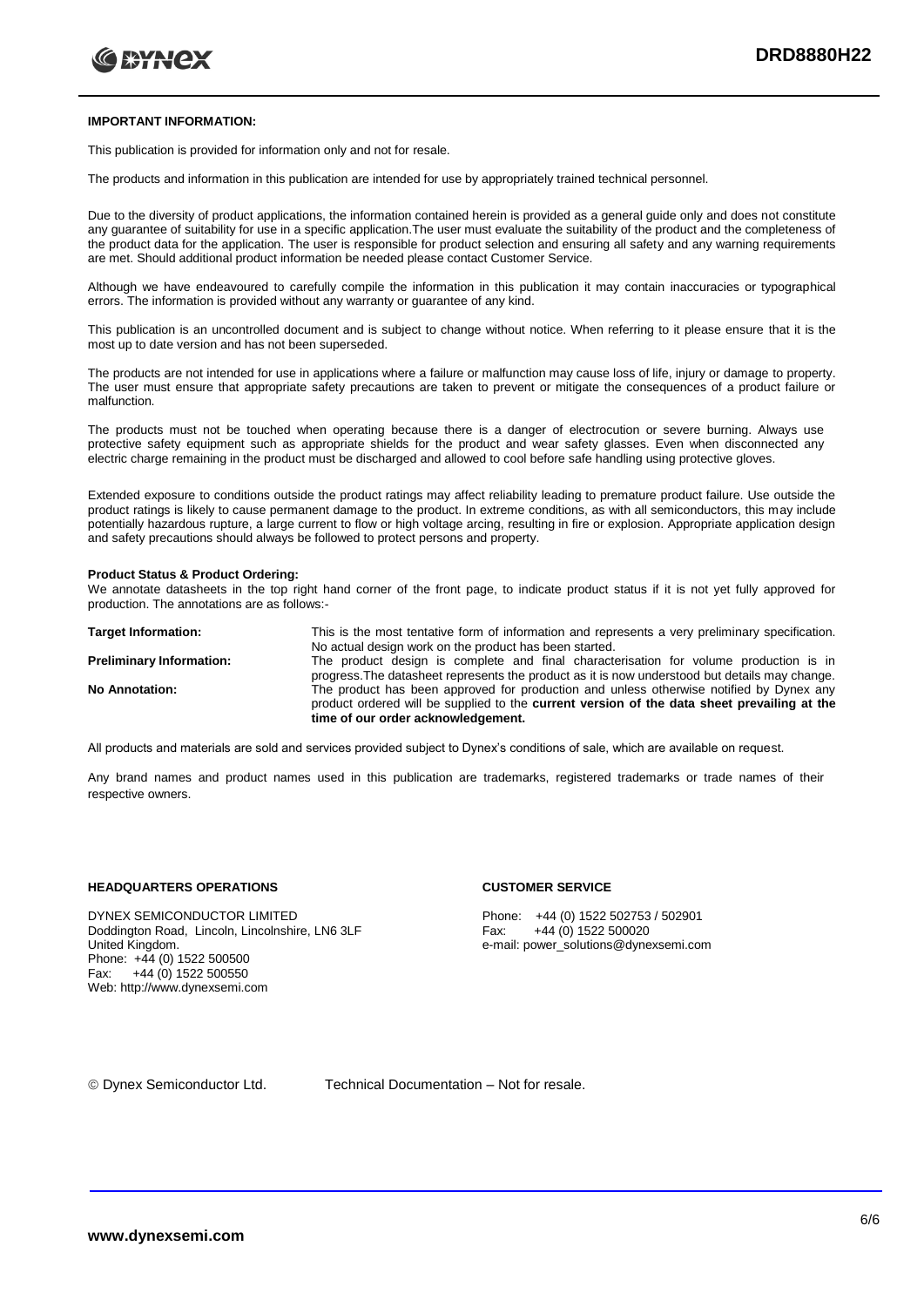**IMPORTANT INFORMATION:**

This publication is provided for information only and not for resale.

The products and information in this publication are intended for use by appropriately trained technical personnel.

Due to the diversity of product applications, the information contained herein is provided as a general guide only and does not constitute any guarantee of suitability for use in a specific application.The user must evaluate the suitability of the product and the completeness of the product data for the application. The user is responsible for product selection and ensuring all safety and any warning requirements are met. Should additional product information be needed please contact Customer Service.

Although we have endeavoured to carefully compile the information in this publication it may contain inaccuracies or typographical errors. The information is provided without any warranty or guarantee of any kind.

This publication is an uncontrolled document and is subject to change without notice. When referring to it please ensure that it is the most up to date version and has not been superseded.

The products are not intended for use in applications where a failure or malfunction may cause loss of life, injury or damage to property. The user must ensure that appropriate safety precautions are taken to prevent or mitigate the consequences of a product failure or malfunction.

The products must not be touched when operating because there is a danger of electrocution or severe burning. Always use protective safety equipment such as appropriate shields for the product and wear safety glasses. Even when disconnected any electric charge remaining in the product must be discharged and allowed to cool before safe handling using protective gloves.

Extended exposure to conditions outside the product ratings may affect reliability leading to premature product failure. Use outside the product ratings is likely to cause permanent damage to the product. In extreme conditions, as with all semiconductors, this may include potentially hazardous rupture, a large current to flow or high voltage arcing, resulting in fire or explosion. Appropriate application design and safety precautions should always be followed to protect persons and property.

**Product Status & Product Ordering:**
We annotate datasheets in the top right hand corner of the front page, to indicate product status if it is not yet fully approved for production. The annotations are as follows:-

| | |
|---|---|
| **Target Information:** | This is the most tentative form of information and represents a very preliminary specification. No actual design work on the product has been started. |
| **Preliminary Information:** | The product design is complete and final characterisation for volume production is in progress.The datasheet represents the product as it is now understood but details may change. |
| **No Annotation:** | The product has been approved for production and unless otherwise notified by Dynex any product ordered will be supplied to the **current version of the data sheet prevailing at the time of our order acknowledgement.** |

All products and materials are sold and services provided subject to Dynex's conditions of sale, which are available on request.

Any brand names and product names used in this publication are trademarks, registered trademarks or trade names of their respective owners.

**HEADQUARTERS OPERATIONS**

DYNEX SEMICONDUCTOR LIMITED
Doddington Road, Lincoln, Lincolnshire, LN6 3LF
United Kingdom.
Phone: +44 (0) 1522 500500
Fax: +44 (0) 1522 500550
Web: http://www.dynexsemi.com

**CUSTOMER SERVICE**

Phone: +44 (0) 1522 502753 / 502901
Fax: +44 (0) 1522 500020
e-mail: power_solutions@dynexsemi.com

© Dynex Semiconductor Ltd. Technical Documentation – Not for resale.